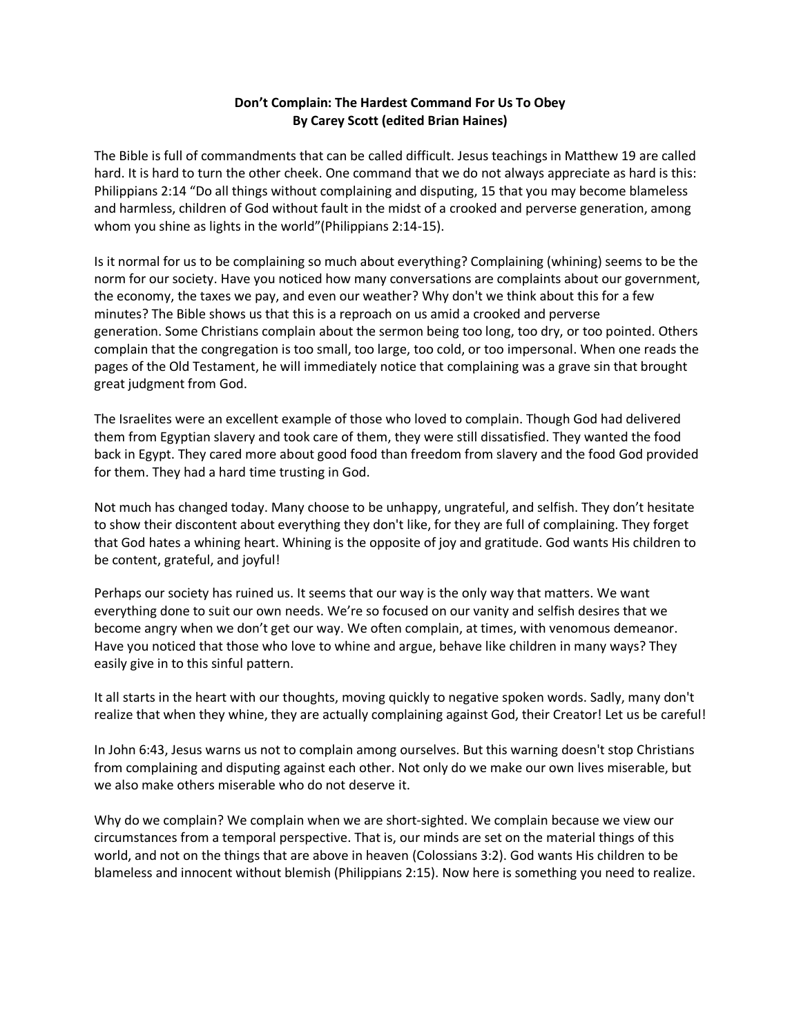**Don't Complain: The Hardest Command For Us To Obey**
**By Carey Scott (edited Brian Haines)**

The Bible is full of commandments that can be called difficult. Jesus teachings in Matthew 19 are called hard. It is hard to turn the other cheek. One command that we do not always appreciate as hard is this: Philippians 2:14 "Do all things without complaining and disputing, 15 that you may become blameless and harmless, children of God without fault in the midst of a crooked and perverse generation, among whom you shine as lights in the world"(Philippians 2:14-15).

Is it normal for us to be complaining so much about everything? Complaining (whining) seems to be the norm for our society. Have you noticed how many conversations are complaints about our government, the economy, the taxes we pay, and even our weather? Why don't we think about this for a few minutes? The Bible shows us that this is a reproach on us amid a crooked and perverse generation. Some Christians complain about the sermon being too long, too dry, or too pointed. Others complain that the congregation is too small, too large, too cold, or too impersonal. When one reads the pages of the Old Testament, he will immediately notice that complaining was a grave sin that brought great judgment from God.

The Israelites were an excellent example of those who loved to complain. Though God had delivered them from Egyptian slavery and took care of them, they were still dissatisfied. They wanted the food back in Egypt. They cared more about good food than freedom from slavery and the food God provided for them. They had a hard time trusting in God.

Not much has changed today. Many choose to be unhappy, ungrateful, and selfish. They don't hesitate to show their discontent about everything they don't like, for they are full of complaining. They forget that God hates a whining heart. Whining is the opposite of joy and gratitude. God wants His children to be content, grateful, and joyful!

Perhaps our society has ruined us. It seems that our way is the only way that matters. We want everything done to suit our own needs. We're so focused on our vanity and selfish desires that we become angry when we don't get our way. We often complain, at times, with venomous demeanor. Have you noticed that those who love to whine and argue, behave like children in many ways? They easily give in to this sinful pattern.

It all starts in the heart with our thoughts, moving quickly to negative spoken words. Sadly, many don't realize that when they whine, they are actually complaining against God, their Creator! Let us be careful!

In John 6:43, Jesus warns us not to complain among ourselves. But this warning doesn't stop Christians from complaining and disputing against each other. Not only do we make our own lives miserable, but we also make others miserable who do not deserve it.

Why do we complain? We complain when we are short-sighted. We complain because we view our circumstances from a temporal perspective. That is, our minds are set on the material things of this world, and not on the things that are above in heaven (Colossians 3:2). God wants His children to be blameless and innocent without blemish (Philippians 2:15). Now here is something you need to realize.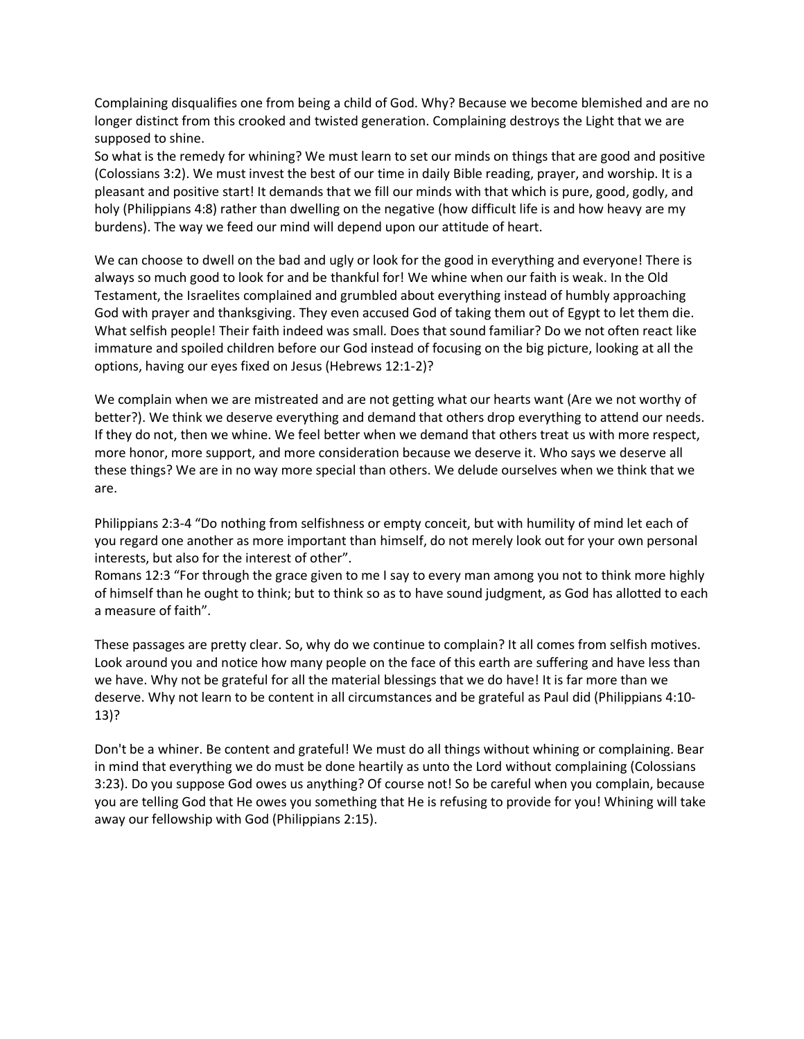Complaining disqualifies one from being a child of God. Why? Because we become blemished and are no longer distinct from this crooked and twisted generation. Complaining destroys the Light that we are supposed to shine.

So what is the remedy for whining? We must learn to set our minds on things that are good and positive (Colossians 3:2). We must invest the best of our time in daily Bible reading, prayer, and worship. It is a pleasant and positive start! It demands that we fill our minds with that which is pure, good, godly, and holy (Philippians 4:8) rather than dwelling on the negative (how difficult life is and how heavy are my burdens). The way we feed our mind will depend upon our attitude of heart.

We can choose to dwell on the bad and ugly or look for the good in everything and everyone! There is always so much good to look for and be thankful for! We whine when our faith is weak. In the Old Testament, the Israelites complained and grumbled about everything instead of humbly approaching God with prayer and thanksgiving. They even accused God of taking them out of Egypt to let them die. What selfish people! Their faith indeed was small. Does that sound familiar? Do we not often react like immature and spoiled children before our God instead of focusing on the big picture, looking at all the options, having our eyes fixed on Jesus (Hebrews 12:1-2)?

We complain when we are mistreated and are not getting what our hearts want (Are we not worthy of better?). We think we deserve everything and demand that others drop everything to attend our needs. If they do not, then we whine. We feel better when we demand that others treat us with more respect, more honor, more support, and more consideration because we deserve it. Who says we deserve all these things? We are in no way more special than others. We delude ourselves when we think that we are.

Philippians 2:3-4 "Do nothing from selfishness or empty conceit, but with humility of mind let each of you regard one another as more important than himself, do not merely look out for your own personal interests, but also for the interest of other".

Romans 12:3 "For through the grace given to me I say to every man among you not to think more highly of himself than he ought to think; but to think so as to have sound judgment, as God has allotted to each a measure of faith".

These passages are pretty clear. So, why do we continue to complain? It all comes from selfish motives. Look around you and notice how many people on the face of this earth are suffering and have less than we have. Why not be grateful for all the material blessings that we do have! It is far more than we deserve. Why not learn to be content in all circumstances and be grateful as Paul did (Philippians 4:10-13)?

Don't be a whiner. Be content and grateful! We must do all things without whining or complaining. Bear in mind that everything we do must be done heartily as unto the Lord without complaining (Colossians 3:23). Do you suppose God owes us anything? Of course not! So be careful when you complain, because you are telling God that He owes you something that He is refusing to provide for you! Whining will take away our fellowship with God (Philippians 2:15).